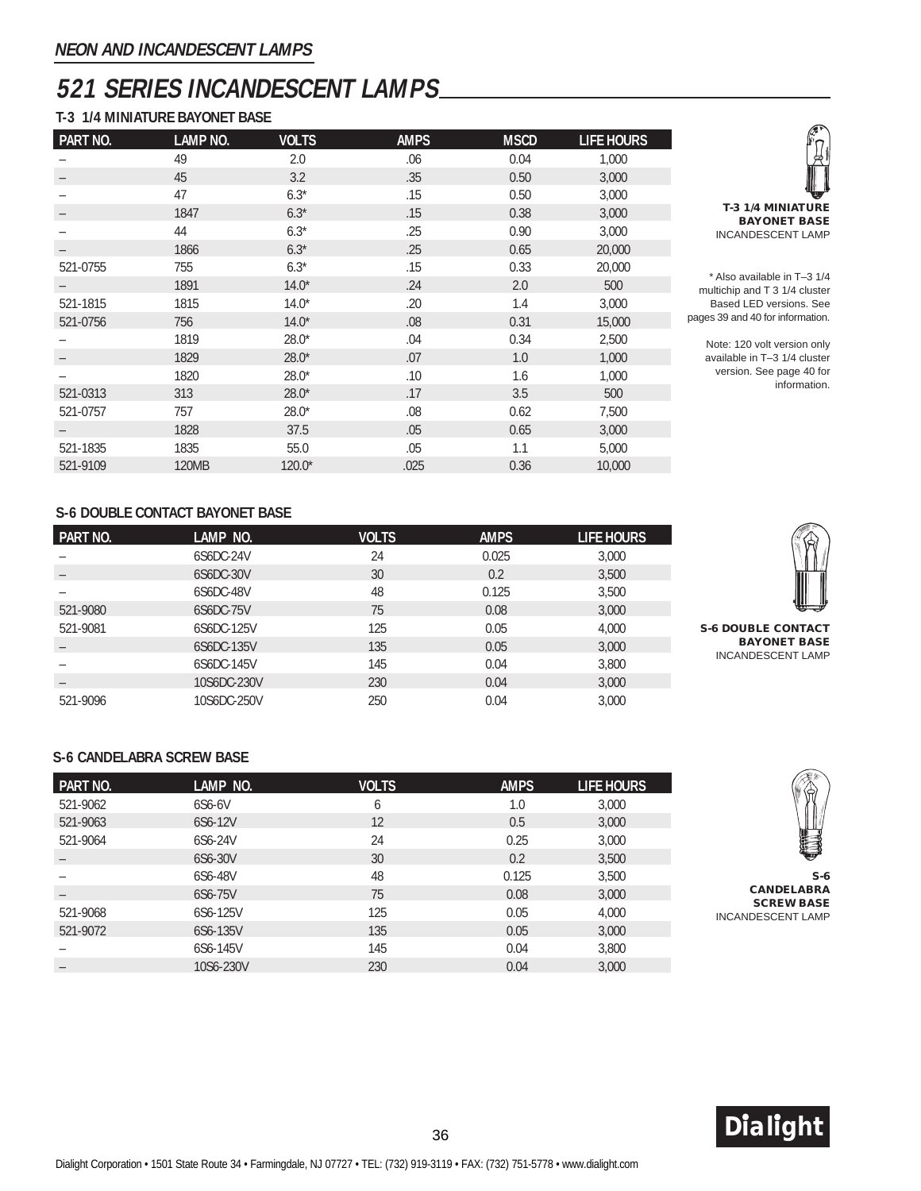## NEON AND INCANDESCENT LAMPS

# 521 SERIES INCANDESCENT LAMPS

### T-3 1/4 MINIATURE BAYONET BASE

| PART NO. | LAMP NO. | VOLTS | AMPS | MSCD | LIFE HOURS |
|---|---|---|---|---|---|
| – | 49 | 2.0 | .06 | 0.04 | 1,000 |
| – | 45 | 3.2 | .35 | 0.50 | 3,000 |
| – | 47 | 6.3* | .15 | 0.50 | 3,000 |
| – | 1847 | 6.3* | .15 | 0.38 | 3,000 |
| – | 44 | 6.3* | .25 | 0.90 | 3,000 |
| – | 1866 | 6.3* | .25 | 0.65 | 20,000 |
| 521-0755 | 755 | 6.3* | .15 | 0.33 | 20,000 |
| – | 1891 | 14.0* | .24 | 2.0 | 500 |
| 521-1815 | 1815 | 14.0* | .20 | 1.4 | 3,000 |
| 521-0756 | 756 | 14.0* | .08 | 0.31 | 15,000 |
| – | 1819 | 28.0* | .04 | 0.34 | 2,500 |
| – | 1829 | 28.0* | .07 | 1.0 | 1,000 |
| – | 1820 | 28.0* | .10 | 1.6 | 1,000 |
| 521-0313 | 313 | 28.0* | .17 | 3.5 | 500 |
| 521-0757 | 757 | 28.0* | .08 | 0.62 | 7,500 |
| – | 1828 | 37.5 | .05 | 0.65 | 3,000 |
| 521-1835 | 1835 | 55.0 | .05 | 1.1 | 5,000 |
| 521-9109 | 120MB | 120.0* | .025 | 0.36 | 10,000 |

**T-3 1/4 MINIATURE BAYONET BASE**
INCANDESCENT LAMP

* Also available in T–3 1/4 multichip and T 3 1/4 cluster Based LED versions. See pages 39 and 40 for information.

Note: 120 volt version only available in T–3 1/4 cluster version. See page 40 for information.

### S-6 DOUBLE CONTACT BAYONET BASE

| PART NO. | LAMP NO. | VOLTS | AMPS | LIFE HOURS |
|---|---|---|---|---|
| – | 6S6DC-24V | 24 | 0.025 | 3,000 |
| – | 6S6DC-30V | 30 | 0.2 | 3,500 |
| – | 6S6DC-48V | 48 | 0.125 | 3,500 |
| 521-9080 | 6S6DC-75V | 75 | 0.08 | 3,000 |
| 521-9081 | 6S6DC-125V | 125 | 0.05 | 4,000 |
| – | 6S6DC-135V | 135 | 0.05 | 3,000 |
| – | 6S6DC-145V | 145 | 0.04 | 3,800 |
| – | 10S6DC-230V | 230 | 0.04 | 3,000 |
| 521-9096 | 10S6DC-250V | 250 | 0.04 | 3,000 |

**S-6 DOUBLE CONTACT BAYONET BASE**
INCANDESCENT LAMP

### S-6 CANDELABRA SCREW BASE

| PART NO. | LAMP NO. | VOLTS | AMPS | LIFE HOURS |
|---|---|---|---|---|
| 521-9062 | 6S6-6V | 6 | 1.0 | 3,000 |
| 521-9063 | 6S6-12V | 12 | 0.5 | 3,000 |
| 521-9064 | 6S6-24V | 24 | 0.25 | 3,000 |
| – | 6S6-30V | 30 | 0.2 | 3,500 |
| – | 6S6-48V | 48 | 0.125 | 3,500 |
| – | 6S6-75V | 75 | 0.08 | 3,000 |
| 521-9068 | 6S6-125V | 125 | 0.05 | 4,000 |
| 521-9072 | 6S6-135V | 135 | 0.05 | 3,000 |
| – | 6S6-145V | 145 | 0.04 | 3,800 |
| – | 10S6-230V | 230 | 0.04 | 3,000 |

**S-6 CANDELABRA SCREW BASE**
INCANDESCENT LAMP

Dialight

Dialight Corporation • 1501 State Route 34 • Farmingdale, NJ 07727 • TEL: (732) 919-3119 • FAX: (732) 751-5778 • www.dialight.com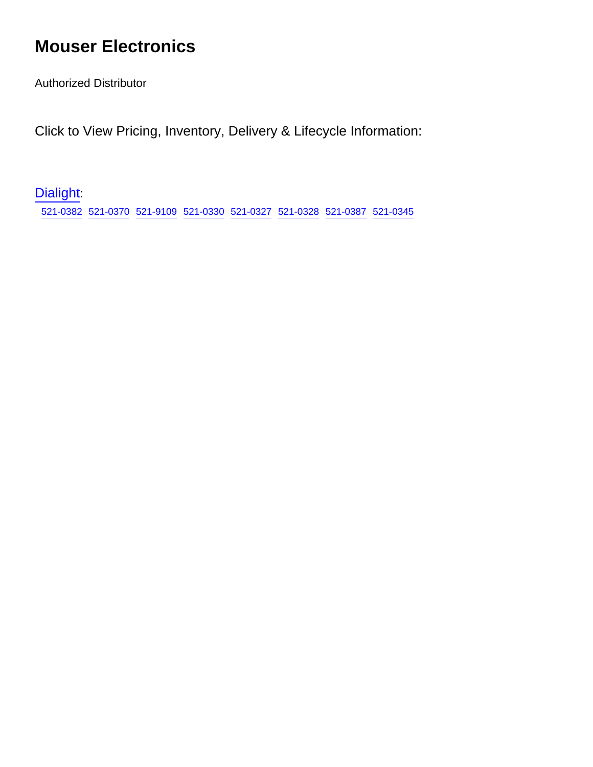# Mouser Electronics

Authorized Distributor

Click to View Pricing, Inventory, Delivery & Lifecycle Information:

Dialight:

521-0382 521-0370 521-9109 521-0330 521-0327 521-0328 521-0387 521-0345